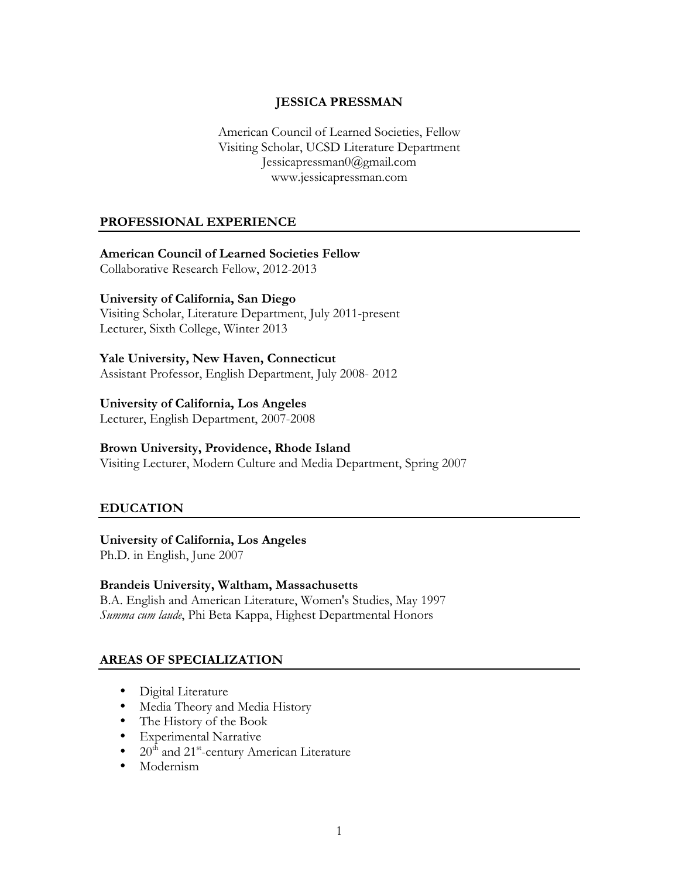# JESSICA PRESSMAN

American Council of Learned Societies, Fellow
Visiting Scholar, UCSD Literature Department
Jessicapressman0@gmail.com
www.jessicapressman.com

## PROFESSIONAL EXPERIENCE

**American Council of Learned Societies Fellow**
Collaborative Research Fellow, 2012-2013

**University of California, San Diego**
Visiting Scholar, Literature Department, July 2011-present
Lecturer, Sixth College, Winter 2013

**Yale University, New Haven, Connecticut**
Assistant Professor, English Department, July 2008- 2012

**University of California, Los Angeles**
Lecturer, English Department, 2007-2008

**Brown University, Providence, Rhode Island**
Visiting Lecturer, Modern Culture and Media Department, Spring 2007

## EDUCATION

**University of California, Los Angeles**
Ph.D. in English, June 2007

**Brandeis University, Waltham, Massachusetts**
B.A. English and American Literature, Women's Studies, May 1997
*Summa cum laude*, Phi Beta Kappa, Highest Departmental Honors

## AREAS OF SPECIALIZATION

- Digital Literature
- Media Theory and Media History
- The History of the Book
- Experimental Narrative
- 20th and 21st-century American Literature
- Modernism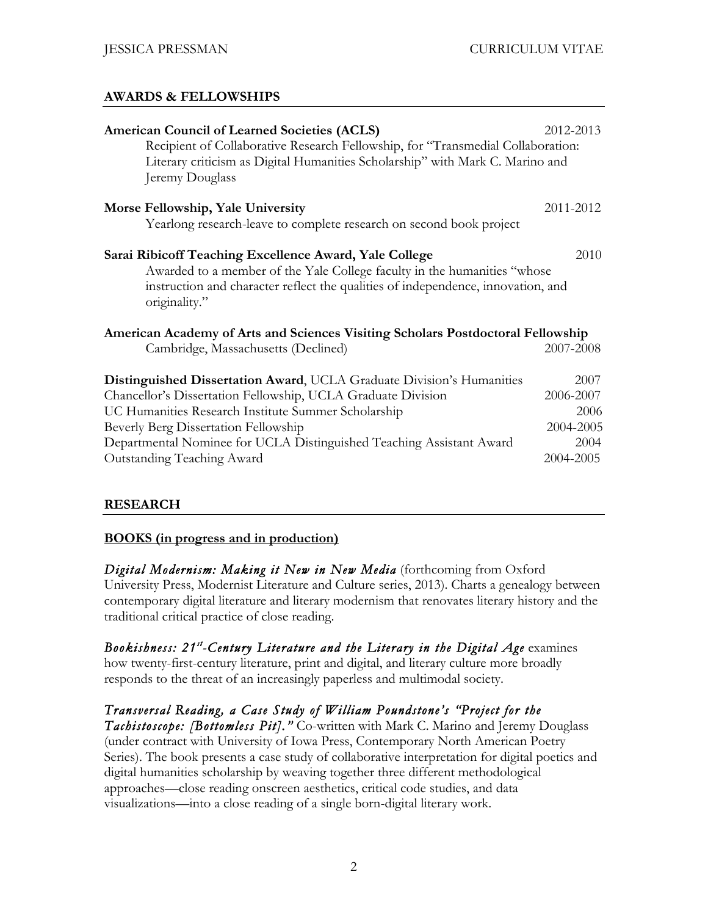## AWARDS & FELLOWSHIPS

**American Council of Learned Societies (ACLS)** 2012-2013
Recipient of Collaborative Research Fellowship, for "Transmedial Collaboration: Literary criticism as Digital Humanities Scholarship" with Mark C. Marino and Jeremy Douglass

**Morse Fellowship, Yale University** 2011-2012
Yearlong research-leave to complete research on second book project

**Sarai Ribicoff Teaching Excellence Award, Yale College** 2010
Awarded to a member of the Yale College faculty in the humanities "whose instruction and character reflect the qualities of independence, innovation, and originality."

**American Academy of Arts and Sciences Visiting Scholars Postdoctoral Fellowship**
Cambridge, Massachusetts (Declined) 2007-2008

**Distinguished Dissertation Award**, UCLA Graduate Division's Humanities 2007
Chancellor's Dissertation Fellowship, UCLA Graduate Division 2006-2007
UC Humanities Research Institute Summer Scholarship 2006
Beverly Berg Dissertation Fellowship 2004-2005
Departmental Nominee for UCLA Distinguished Teaching Assistant Award 2004
Outstanding Teaching Award 2004-2005

## RESEARCH

### BOOKS (in progress and in production)

***Digital Modernism: Making it New in New Media*** (forthcoming from Oxford University Press, Modernist Literature and Culture series, 2013). Charts a genealogy between contemporary digital literature and literary modernism that renovates literary history and the traditional critical practice of close reading.

***Bookishness: 21st-Century Literature and the Literary in the Digital Age*** examines how twenty-first-century literature, print and digital, and literary culture more broadly responds to the threat of an increasingly paperless and multimodal society.

***Transversal Reading, a Case Study of William Poundstone's "Project for the Tachistoscope: [Bottomless Pit]."*** Co-written with Mark C. Marino and Jeremy Douglass (under contract with University of Iowa Press, Contemporary North American Poetry Series). The book presents a case study of collaborative interpretation for digital poetics and digital humanities scholarship by weaving together three different methodological approaches—close reading onscreen aesthetics, critical code studies, and data visualizations—into a close reading of a single born-digital literary work.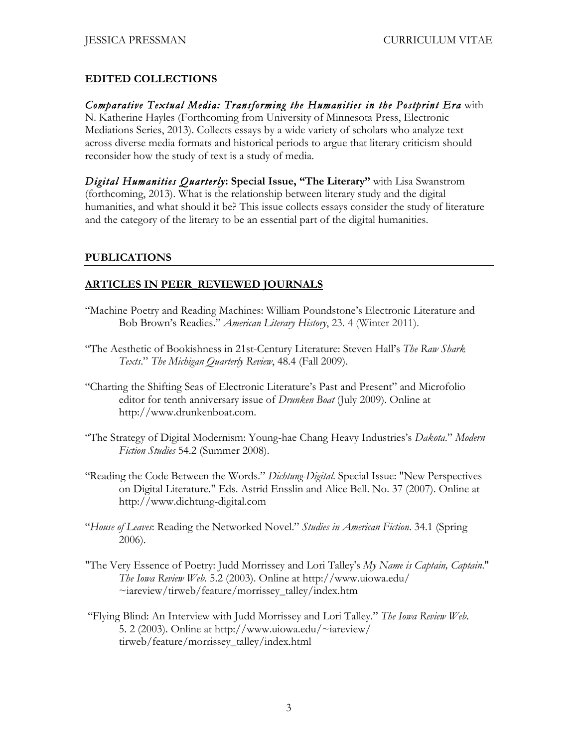## **EDITED COLLECTIONS**

***Comparative Textual Media: Transforming the Humanities in the Postprint Era*** with N. Katherine Hayles (Forthcoming from University of Minnesota Press, Electronic Mediations Series, 2013). Collects essays by a wide variety of scholars who analyze text across diverse media formats and historical periods to argue that literary criticism should reconsider how the study of text is a study of media.

***Digital Humanities Quarterly*: Special Issue, "The Literary"** with Lisa Swanstrom (forthcoming, 2013). What is the relationship between literary study and the digital humanities, and what should it be? This issue collects essays consider the study of literature and the category of the literary to be an essential part of the digital humanities.

## **PUBLICATIONS**

### **ARTICLES IN PEER_REVIEWED JOURNALS**

"Machine Poetry and Reading Machines: William Poundstone's Electronic Literature and Bob Brown's Readies." *American Literary History*, 23. 4 (Winter 2011).

"The Aesthetic of Bookishness in 21st-Century Literature: Steven Hall's *The Raw Shark Texts*." *The Michigan Quarterly Review*, 48.4 (Fall 2009).

"Charting the Shifting Seas of Electronic Literature's Past and Present" and Microfolio editor for tenth anniversary issue of *Drunken Boat* (July 2009). Online at http://www.drunkenboat.com.

"The Strategy of Digital Modernism: Young-hae Chang Heavy Industries's *Dakota*." *Modern Fiction Studies* 54.2 (Summer 2008).

"Reading the Code Between the Words." *Dichtung-Digital*. Special Issue: "New Perspectives on Digital Literature." Eds. Astrid Ensslin and Alice Bell. No. 37 (2007). Online at http://www.dichtung-digital.com

"*House of Leaves*: Reading the Networked Novel." *Studies in American Fiction*. 34.1 (Spring 2006).

"The Very Essence of Poetry: Judd Morrissey and Lori Talley's *My Name is Captain, Captain*." *The Iowa Review Web*. 5.2 (2003). Online at http://www.uiowa.edu/~iareview/tirweb/feature/morrissey_talley/index.htm

"Flying Blind: An Interview with Judd Morrissey and Lori Talley." *The Iowa Review Web*. 5. 2 (2003). Online at http://www.uiowa.edu/~iareview/tirweb/feature/morrissey_talley/index.html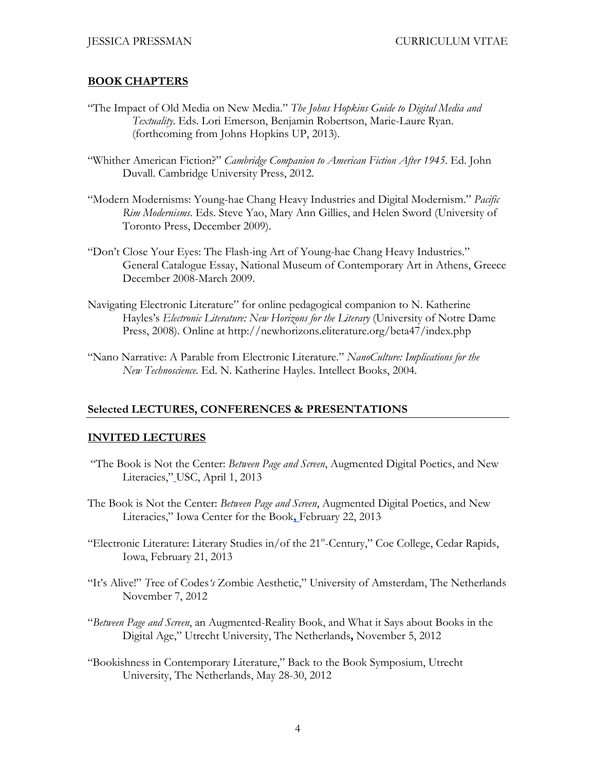## BOOK CHAPTERS

"The Impact of Old Media on New Media." *The Johns Hopkins Guide to Digital Media and Textuality*. Eds. Lori Emerson, Benjamin Robertson, Marie-Laure Ryan. (forthcoming from Johns Hopkins UP, 2013).

"Whither American Fiction?" *Cambridge Companion to American Fiction After 1945*. Ed. John Duvall. Cambridge University Press, 2012.

"Modern Modernisms: Young-hae Chang Heavy Industries and Digital Modernism." *Pacific Rim Modernisms*. Eds. Steve Yao, Mary Ann Gillies, and Helen Sword (University of Toronto Press, December 2009).

"Don't Close Your Eyes: The Flash-ing Art of Young-hae Chang Heavy Industries." General Catalogue Essay, National Museum of Contemporary Art in Athens, Greece December 2008-March 2009.

Navigating Electronic Literature" for online pedagogical companion to N. Katherine Hayles's *Electronic Literature: New Horizons for the Literary* (University of Notre Dame Press, 2008). Online at http://newhorizons.eliterature.org/beta47/index.php

"Nano Narrative: A Parable from Electronic Literature." *NanoCulture: Implications for the New Technoscience*. Ed. N. Katherine Hayles. Intellect Books, 2004.

## Selected LECTURES, CONFERENCES & PRESENTATIONS

### INVITED LECTURES

"The Book is Not the Center: *Between Page and Screen*, Augmented Digital Poetics, and New Literacies," USC, April 1, 2013

The Book is Not the Center: *Between Page and Screen*, Augmented Digital Poetics, and New Literacies," Iowa Center for the Book, February 22, 2013

"Electronic Literature: Literary Studies in/of the 21st-Century," Coe College, Cedar Rapids, Iowa, February 21, 2013

"It's Alive!" *Tree of Codes's* Zombie Aesthetic," University of Amsterdam, The Netherlands November 7, 2012

"*Between Page and Screen*, an Augmented-Reality Book, and What it Says about Books in the Digital Age," Utrecht University, The Netherlands, November 5, 2012

"Bookishness in Contemporary Literature," Back to the Book Symposium, Utrecht University, The Netherlands, May 28-30, 2012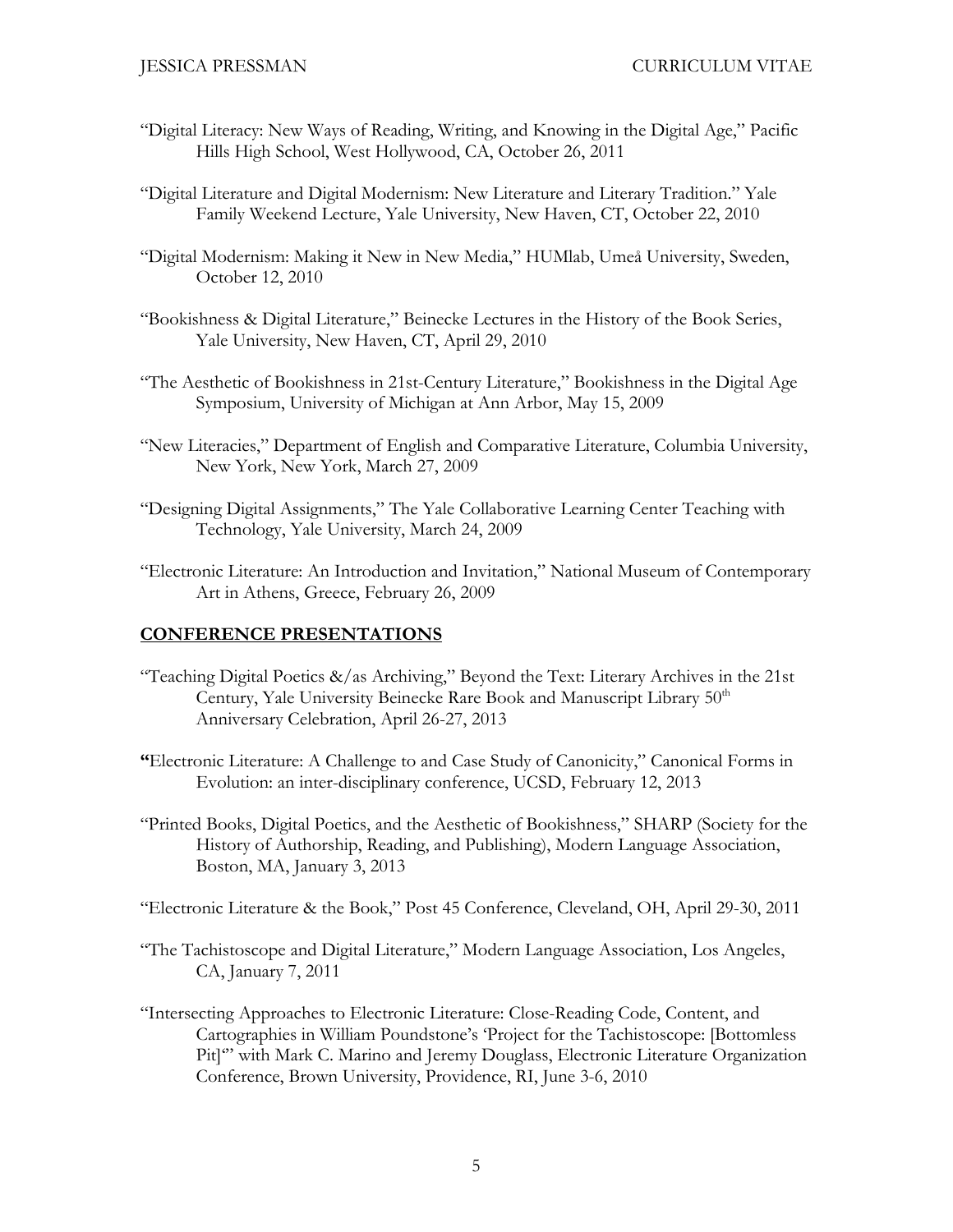"Digital Literacy: New Ways of Reading, Writing, and Knowing in the Digital Age," Pacific Hills High School, West Hollywood, CA, October 26, 2011

"Digital Literature and Digital Modernism: New Literature and Literary Tradition." Yale Family Weekend Lecture, Yale University, New Haven, CT, October 22, 2010

"Digital Modernism: Making it New in New Media," HUMlab, Umeå University, Sweden, October 12, 2010

"Bookishness & Digital Literature," Beinecke Lectures in the History of the Book Series, Yale University, New Haven, CT, April 29, 2010

"The Aesthetic of Bookishness in 21st-Century Literature," Bookishness in the Digital Age Symposium, University of Michigan at Ann Arbor, May 15, 2009

"New Literacies," Department of English and Comparative Literature, Columbia University, New York, New York, March 27, 2009

"Designing Digital Assignments," The Yale Collaborative Learning Center Teaching with Technology, Yale University, March 24, 2009

"Electronic Literature: An Introduction and Invitation," National Museum of Contemporary Art in Athens, Greece, February 26, 2009

## CONFERENCE PRESENTATIONS

"Teaching Digital Poetics &/as Archiving," Beyond the Text: Literary Archives in the 21st Century, Yale University Beinecke Rare Book and Manuscript Library 50th Anniversary Celebration, April 26-27, 2013

**"**Electronic Literature: A Challenge to and Case Study of Canonicity," Canonical Forms in Evolution: an inter-disciplinary conference, UCSD, February 12, 2013

"Printed Books, Digital Poetics, and the Aesthetic of Bookishness," SHARP (Society for the History of Authorship, Reading, and Publishing), Modern Language Association, Boston, MA, January 3, 2013

"Electronic Literature & the Book," Post 45 Conference, Cleveland, OH, April 29-30, 2011

"The Tachistoscope and Digital Literature," Modern Language Association, Los Angeles, CA, January 7, 2011

"Intersecting Approaches to Electronic Literature: Close-Reading Code, Content, and Cartographies in William Poundstone's 'Project for the Tachistoscope: [Bottomless Pit]'" with Mark C. Marino and Jeremy Douglass, Electronic Literature Organization Conference, Brown University, Providence, RI, June 3-6, 2010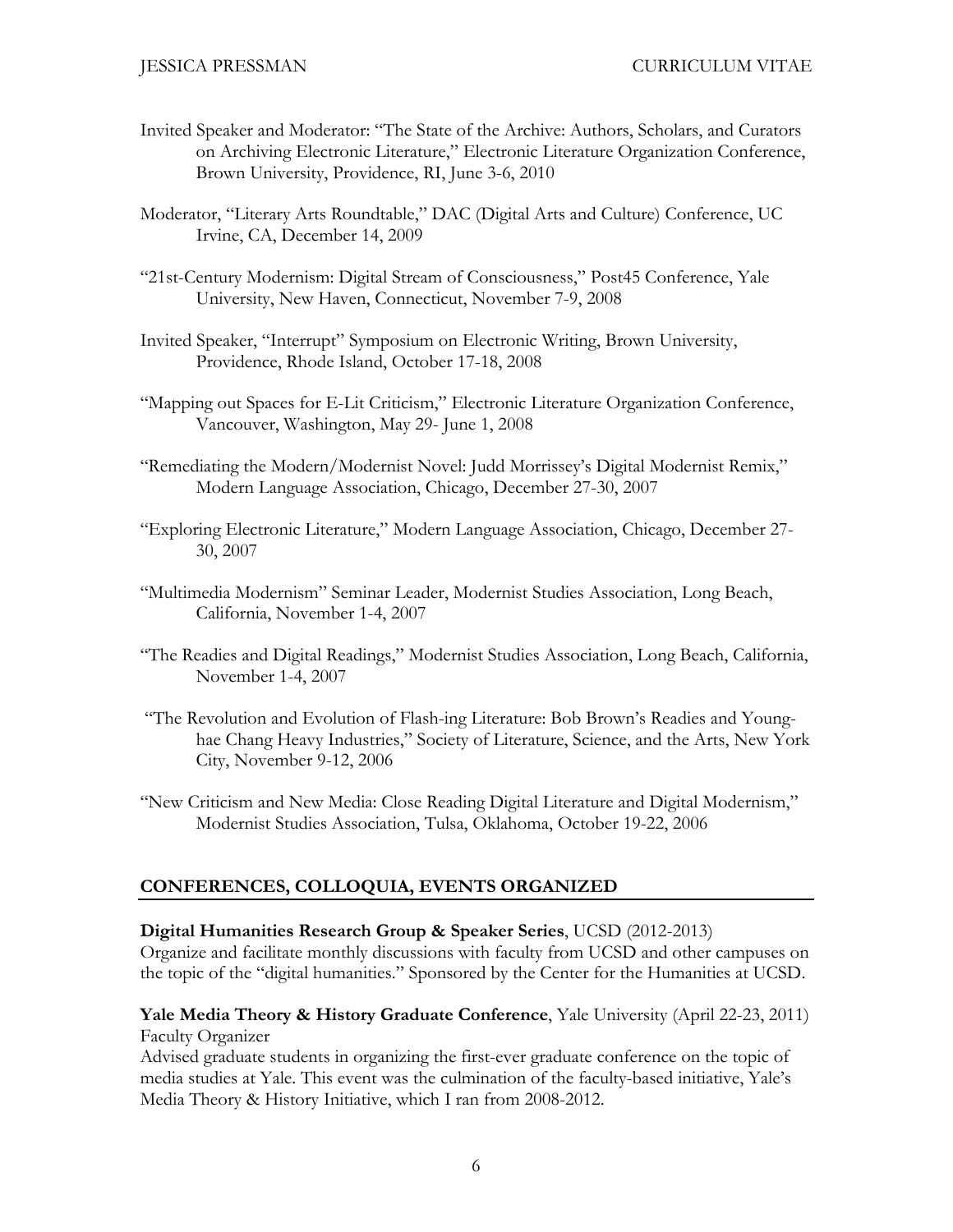Invited Speaker and Moderator: "The State of the Archive: Authors, Scholars, and Curators on Archiving Electronic Literature," Electronic Literature Organization Conference, Brown University, Providence, RI, June 3-6, 2010

Moderator, "Literary Arts Roundtable," DAC (Digital Arts and Culture) Conference, UC Irvine, CA, December 14, 2009

"21st-Century Modernism: Digital Stream of Consciousness," Post45 Conference, Yale University, New Haven, Connecticut, November 7-9, 2008

Invited Speaker, "Interrupt" Symposium on Electronic Writing, Brown University, Providence, Rhode Island, October 17-18, 2008

"Mapping out Spaces for E-Lit Criticism," Electronic Literature Organization Conference, Vancouver, Washington, May 29- June 1, 2008

"Remediating the Modern/Modernist Novel: Judd Morrissey's Digital Modernist Remix," Modern Language Association, Chicago, December 27-30, 2007

"Exploring Electronic Literature," Modern Language Association, Chicago, December 27-30, 2007

"Multimedia Modernism" Seminar Leader, Modernist Studies Association, Long Beach, California, November 1-4, 2007

"The Readies and Digital Readings," Modernist Studies Association, Long Beach, California, November 1-4, 2007

"The Revolution and Evolution of Flash-ing Literature: Bob Brown's Readies and Young-hae Chang Heavy Industries," Society of Literature, Science, and the Arts, New York City, November 9-12, 2006

"New Criticism and New Media: Close Reading Digital Literature and Digital Modernism," Modernist Studies Association, Tulsa, Oklahoma, October 19-22, 2006

## CONFERENCES, COLLOQUIA, EVENTS ORGANIZED

**Digital Humanities Research Group & Speaker Series**, UCSD (2012-2013)
Organize and facilitate monthly discussions with faculty from UCSD and other campuses on the topic of the "digital humanities." Sponsored by the Center for the Humanities at UCSD.

**Yale Media Theory & History Graduate Conference**, Yale University (April 22-23, 2011)
Faculty Organizer
Advised graduate students in organizing the first-ever graduate conference on the topic of media studies at Yale. This event was the culmination of the faculty-based initiative, Yale's Media Theory & History Initiative, which I ran from 2008-2012.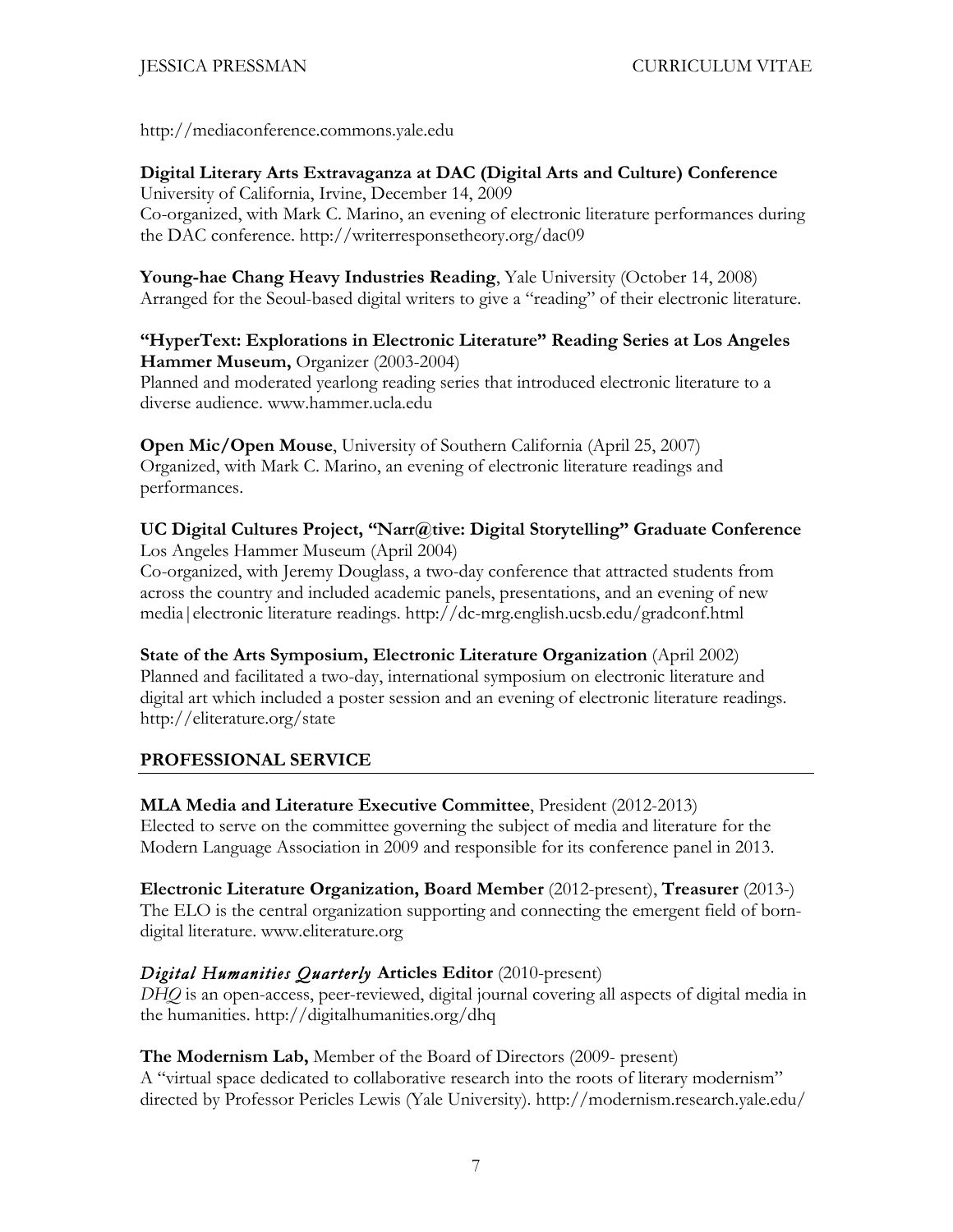http://mediaconference.commons.yale.edu

**Digital Literary Arts Extravaganza at DAC (Digital Arts and Culture) Conference**
University of California, Irvine, December 14, 2009
Co-organized, with Mark C. Marino, an evening of electronic literature performances during the DAC conference. http://writerresponsetheory.org/dac09

**Young-hae Chang Heavy Industries Reading**, Yale University (October 14, 2008)
Arranged for the Seoul-based digital writers to give a "reading" of their electronic literature.

**"HyperText: Explorations in Electronic Literature" Reading Series at Los Angeles Hammer Museum,** Organizer (2003-2004)
Planned and moderated yearlong reading series that introduced electronic literature to a diverse audience. www.hammer.ucla.edu

**Open Mic/Open Mouse**, University of Southern California (April 25, 2007)
Organized, with Mark C. Marino, an evening of electronic literature readings and performances.

**UC Digital Cultures Project, "Narr@tive: Digital Storytelling" Graduate Conference**
Los Angeles Hammer Museum (April 2004)
Co-organized, with Jeremy Douglass, a two-day conference that attracted students from across the country and included academic panels, presentations, and an evening of new media|electronic literature readings. http://dc-mrg.english.ucsb.edu/gradconf.html

**State of the Arts Symposium, Electronic Literature Organization** (April 2002)
Planned and facilitated a two-day, international symposium on electronic literature and digital art which included a poster session and an evening of electronic literature readings. http://eliterature.org/state

## PROFESSIONAL SERVICE

**MLA Media and Literature Executive Committee**, President (2012-2013)
Elected to serve on the committee governing the subject of media and literature for the Modern Language Association in 2009 and responsible for its conference panel in 2013.

**Electronic Literature Organization, Board Member** (2012-present), **Treasurer** (2013-)
The ELO is the central organization supporting and connecting the emergent field of born-digital literature. www.eliterature.org

***Digital Humanities Quarterly* Articles Editor** (2010-present)
*DHQ* is an open-access, peer-reviewed, digital journal covering all aspects of digital media in the humanities. http://digitalhumanities.org/dhq

**The Modernism Lab,** Member of the Board of Directors (2009- present)
A "virtual space dedicated to collaborative research into the roots of literary modernism" directed by Professor Pericles Lewis (Yale University). http://modernism.research.yale.edu/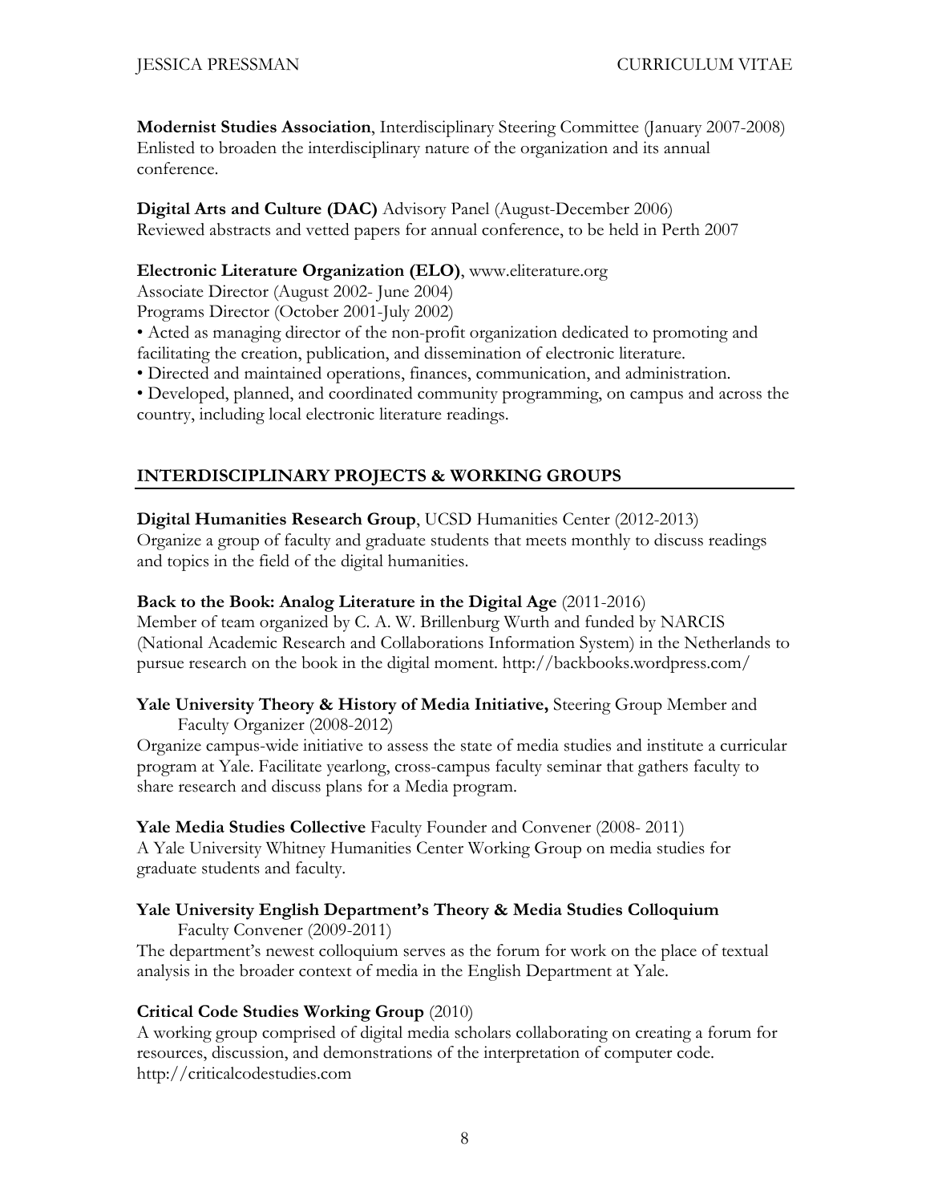**Modernist Studies Association**, Interdisciplinary Steering Committee (January 2007-2008)
Enlisted to broaden the interdisciplinary nature of the organization and its annual conference.

**Digital Arts and Culture (DAC)** Advisory Panel (August-December 2006)
Reviewed abstracts and vetted papers for annual conference, to be held in Perth 2007

**Electronic Literature Organization (ELO)**, www.eliterature.org
Associate Director (August 2002- June 2004)
Programs Director (October 2001-July 2002)

- Acted as managing director of the non-profit organization dedicated to promoting and facilitating the creation, publication, and dissemination of electronic literature.
- Directed and maintained operations, finances, communication, and administration.
- Developed, planned, and coordinated community programming, on campus and across the country, including local electronic literature readings.

## INTERDISCIPLINARY PROJECTS & WORKING GROUPS

**Digital Humanities Research Group**, UCSD Humanities Center (2012-2013)
Organize a group of faculty and graduate students that meets monthly to discuss readings and topics in the field of the digital humanities.

**Back to the Book: Analog Literature in the Digital Age** (2011-2016)
Member of team organized by C. A. W. Brillenburg Wurth and funded by NARCIS (National Academic Research and Collaborations Information System) in the Netherlands to pursue research on the book in the digital moment. http://backbooks.wordpress.com/

**Yale University Theory & History of Media Initiative,** Steering Group Member and Faculty Organizer (2008-2012)
Organize campus-wide initiative to assess the state of media studies and institute a curricular program at Yale. Facilitate yearlong, cross-campus faculty seminar that gathers faculty to share research and discuss plans for a Media program.

**Yale Media Studies Collective** Faculty Founder and Convener (2008- 2011)
A Yale University Whitney Humanities Center Working Group on media studies for graduate students and faculty.

**Yale University English Department's Theory & Media Studies Colloquium** Faculty Convener (2009-2011)
The department's newest colloquium serves as the forum for work on the place of textual analysis in the broader context of media in the English Department at Yale.

**Critical Code Studies Working Group** (2010)
A working group comprised of digital media scholars collaborating on creating a forum for resources, discussion, and demonstrations of the interpretation of computer code. http://criticalcodestudies.com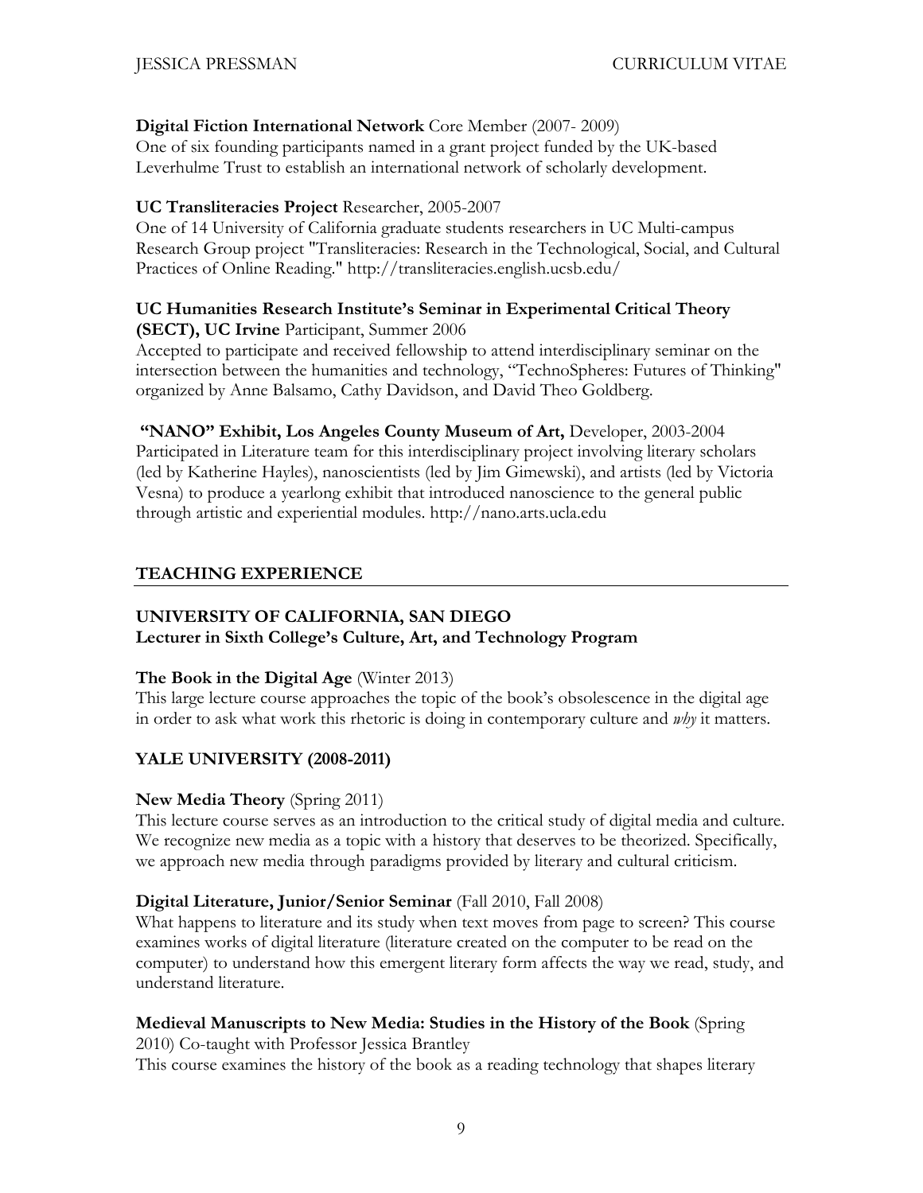**Digital Fiction International Network** Core Member (2007- 2009)
One of six founding participants named in a grant project funded by the UK-based Leverhulme Trust to establish an international network of scholarly development.

**UC Transliteracies Project** Researcher, 2005-2007
One of 14 University of California graduate students researchers in UC Multi-campus Research Group project "Transliteracies: Research in the Technological, Social, and Cultural Practices of Online Reading." http://transliteracies.english.ucsb.edu/

**UC Humanities Research Institute's Seminar in Experimental Critical Theory (SECT), UC Irvine** Participant, Summer 2006
Accepted to participate and received fellowship to attend interdisciplinary seminar on the intersection between the humanities and technology, "TechnoSpheres: Futures of Thinking" organized by Anne Balsamo, Cathy Davidson, and David Theo Goldberg.

**"NANO" Exhibit, Los Angeles County Museum of Art,** Developer, 2003-2004
Participated in Literature team for this interdisciplinary project involving literary scholars (led by Katherine Hayles), nanoscientists (led by Jim Gimewski), and artists (led by Victoria Vesna) to produce a yearlong exhibit that introduced nanoscience to the general public through artistic and experiential modules. http://nano.arts.ucla.edu

## TEACHING EXPERIENCE

### UNIVERSITY OF CALIFORNIA, SAN DIEGO
**Lecturer in Sixth College's Culture, Art, and Technology Program**

**The Book in the Digital Age** (Winter 2013)
This large lecture course approaches the topic of the book's obsolescence in the digital age in order to ask what work this rhetoric is doing in contemporary culture and *why* it matters.

### YALE UNIVERSITY (2008-2011)

**New Media Theory** (Spring 2011)
This lecture course serves as an introduction to the critical study of digital media and culture. We recognize new media as a topic with a history that deserves to be theorized. Specifically, we approach new media through paradigms provided by literary and cultural criticism.

**Digital Literature, Junior/Senior Seminar** (Fall 2010, Fall 2008)
What happens to literature and its study when text moves from page to screen? This course examines works of digital literature (literature created on the computer to be read on the computer) to understand how this emergent literary form affects the way we read, study, and understand literature.

**Medieval Manuscripts to New Media: Studies in the History of the Book** (Spring 2010) Co-taught with Professor Jessica Brantley
This course examines the history of the book as a reading technology that shapes literary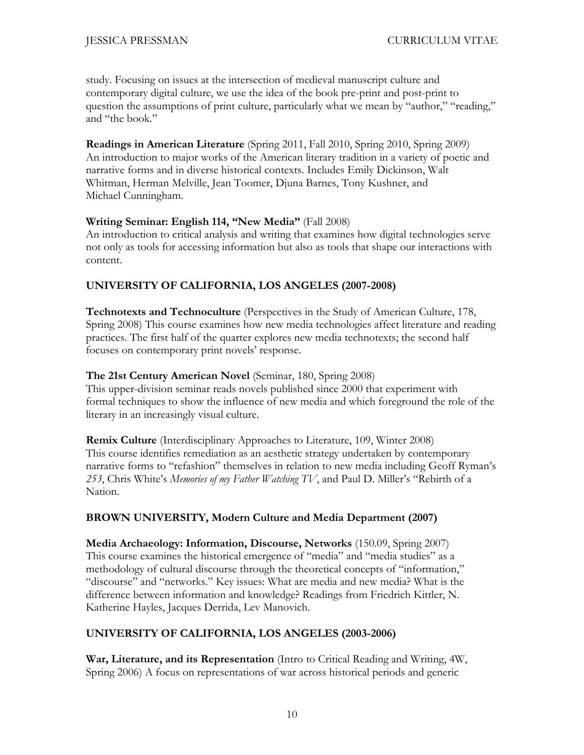study. Focusing on issues at the intersection of medieval manuscript culture and contemporary digital culture, we use the idea of the book pre-print and post-print to question the assumptions of print culture, particularly what we mean by "author," "reading," and "the book."

**Readings in American Literature** (Spring 2011, Fall 2010, Spring 2010, Spring 2009)
An introduction to major works of the American literary tradition in a variety of poetic and narrative forms and in diverse historical contexts. Includes Emily Dickinson, Walt Whitman, Herman Melville, Jean Toomer, Djuna Barnes, Tony Kushner, and Michael Cunningham.

**Writing Seminar: English 114, "New Media"** (Fall 2008)
An introduction to critical analysis and writing that examines how digital technologies serve not only as tools for accessing information but also as tools that shape our interactions with content.

## UNIVERSITY OF CALIFORNIA, LOS ANGELES (2007-2008)

**Technotexts and Technoculture** (Perspectives in the Study of American Culture, 178, Spring 2008) This course examines how new media technologies affect literature and reading practices. The first half of the quarter explores new media technotexts; the second half focuses on contemporary print novels' response.

**The 21st Century American Novel** (Seminar, 180, Spring 2008)
This upper-division seminar reads novels published since 2000 that experiment with formal techniques to show the influence of new media and which foreground the role of the literary in an increasingly visual culture.

**Remix Culture** (Interdisciplinary Approaches to Literature, 109, Winter 2008)
This course identifies remediation as an aesthetic strategy undertaken by contemporary narrative forms to "refashion" themselves in relation to new media including Geoff Ryman's *253*, Chris White's *Memories of my Father Watching TV*, and Paul D. Miller's "Rebirth of a Nation.

## BROWN UNIVERSITY, Modern Culture and Media Department (2007)

**Media Archaeology: Information, Discourse, Networks** (150.09, Spring 2007)
This course examines the historical emergence of "media" and "media studies" as a methodology of cultural discourse through the theoretical concepts of "information," "discourse" and "networks." Key issues: What are media and new media? What is the difference between information and knowledge? Readings from Friedrich Kittler, N. Katherine Hayles, Jacques Derrida, Lev Manovich.

## UNIVERSITY OF CALIFORNIA, LOS ANGELES (2003-2006)

**War, Literature, and its Representation** (Intro to Critical Reading and Writing, 4W, Spring 2006) A focus on representations of war across historical periods and generic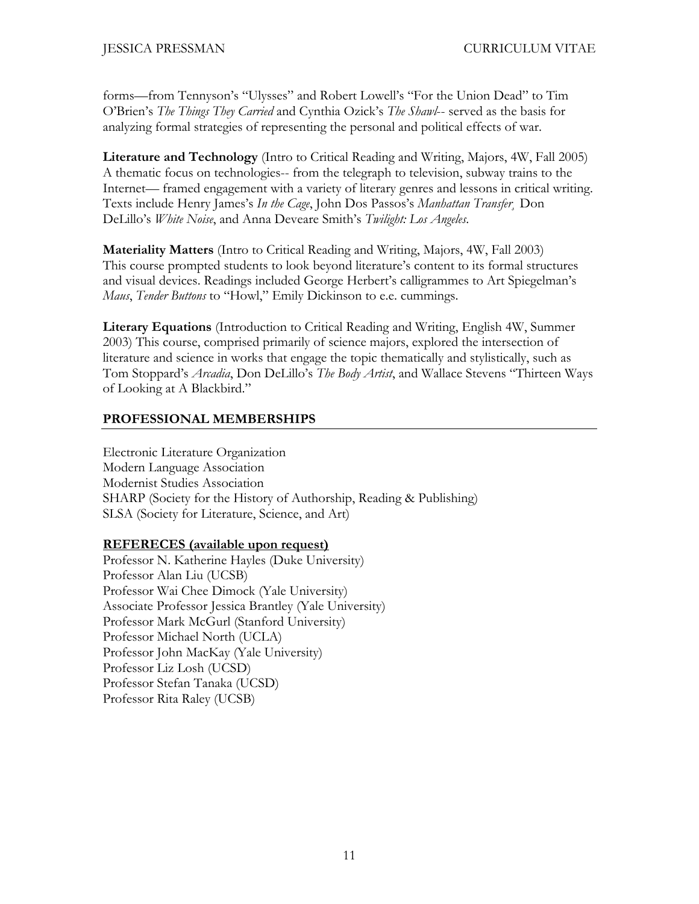forms—from Tennyson's "Ulysses" and Robert Lowell's "For the Union Dead" to Tim O'Brien's *The Things They Carried* and Cynthia Ozick's *The Shawl*-- served as the basis for analyzing formal strategies of representing the personal and political effects of war.

**Literature and Technology** (Intro to Critical Reading and Writing, Majors, 4W, Fall 2005) A thematic focus on technologies-- from the telegraph to television, subway trains to the Internet— framed engagement with a variety of literary genres and lessons in critical writing. Texts include Henry James's *In the Cage*, John Dos Passos's *Manhattan Transfer*, Don DeLillo's *White Noise*, and Anna Deveare Smith's *Twilight: Los Angeles*.

**Materiality Matters** (Intro to Critical Reading and Writing, Majors, 4W, Fall 2003) This course prompted students to look beyond literature's content to its formal structures and visual devices. Readings included George Herbert's calligrammes to Art Spiegelman's *Maus*, *Tender Buttons* to "Howl," Emily Dickinson to e.e. cummings.

**Literary Equations** (Introduction to Critical Reading and Writing, English 4W, Summer 2003) This course, comprised primarily of science majors, explored the intersection of literature and science in works that engage the topic thematically and stylistically, such as Tom Stoppard's *Arcadia*, Don DeLillo's *The Body Artist*, and Wallace Stevens "Thirteen Ways of Looking at A Blackbird."

## PROFESSIONAL MEMBERSHIPS

Electronic Literature Organization
Modern Language Association
Modernist Studies Association
SHARP (Society for the History of Authorship, Reading & Publishing)
SLSA (Society for Literature, Science, and Art)

## REFERECES (available upon request)

Professor N. Katherine Hayles (Duke University)
Professor Alan Liu (UCSB)
Professor Wai Chee Dimock (Yale University)
Associate Professor Jessica Brantley (Yale University)
Professor Mark McGurl (Stanford University)
Professor Michael North (UCLA)
Professor John MacKay (Yale University)
Professor Liz Losh (UCSD)
Professor Stefan Tanaka (UCSD)
Professor Rita Raley (UCSB)